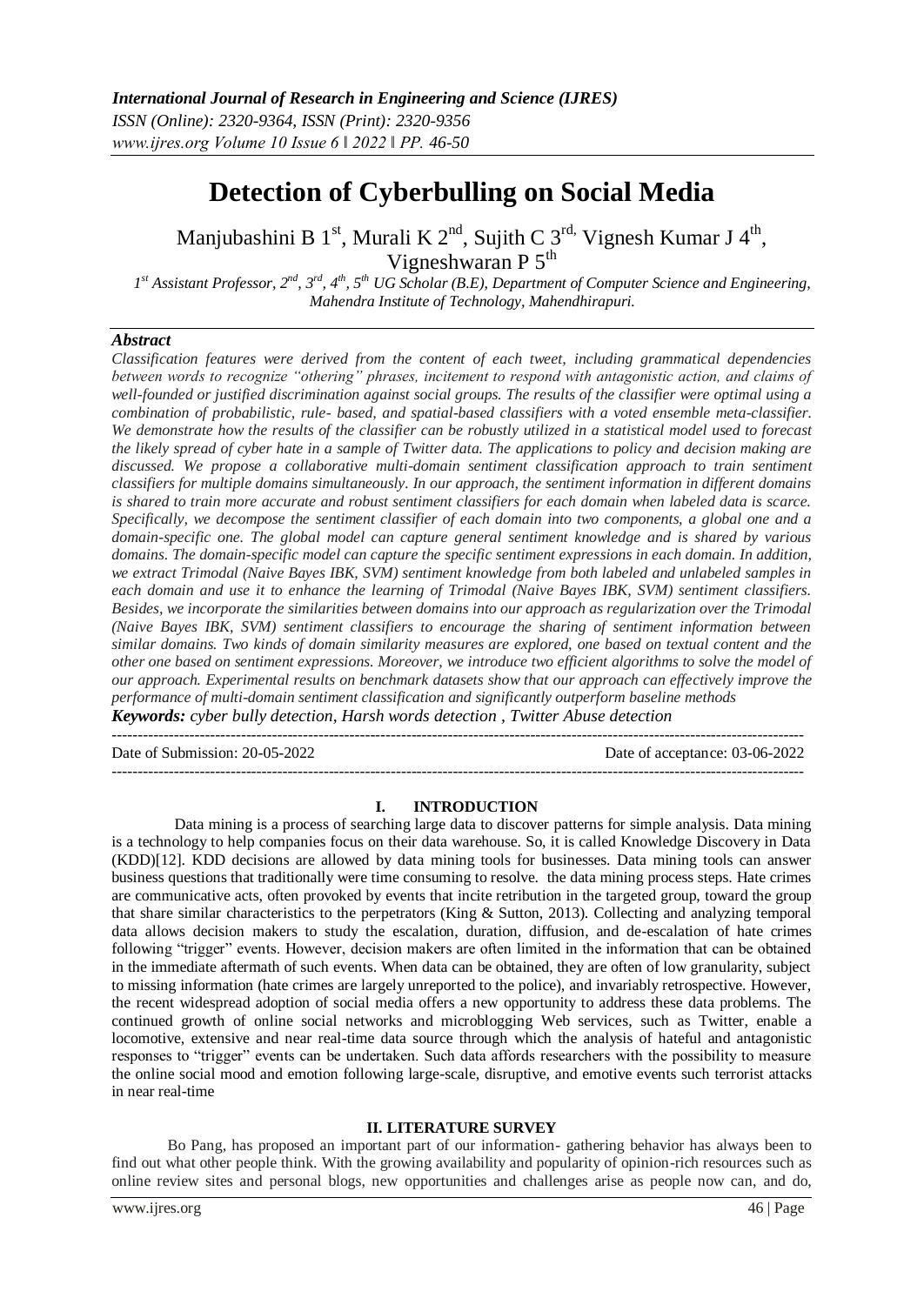*International Journal of Research in Engineering and Science (IJRES)*
*ISSN (Online): 2320-9364, ISSN (Print): 2320-9356*
*www.ijres.org Volume 10 Issue 6 ǁ 2022 ǁ PP. 46-50*

# Detection of Cyberbulling on Social Media

Manjubashini B 1[st], Murali K 2[nd], Sujith C 3[rd], Vignesh Kumar J 4[th], Vigneshwaran P 5[th]

*1[st] Assistant Professor, 2[nd], 3[rd], 4[th], 5[th] UG Scholar (B.E), Department of Computer Science and Engineering, Mahendra Institute of Technology, Mahendhirapuri.*

### *Abstract*

*Classification features were derived from the content of each tweet, including grammatical dependencies between words to recognize "othering" phrases, incitement to respond with antagonistic action, and claims of well-founded or justified discrimination against social groups. The results of the classifier were optimal using a combination of probabilistic, rule- based, and spatial-based classifiers with a voted ensemble meta-classifier. We demonstrate how the results of the classifier can be robustly utilized in a statistical model used to forecast the likely spread of cyber hate in a sample of Twitter data. The applications to policy and decision making are discussed. We propose a collaborative multi-domain sentiment classification approach to train sentiment classifiers for multiple domains simultaneously. In our approach, the sentiment information in different domains is shared to train more accurate and robust sentiment classifiers for each domain when labeled data is scarce. Specifically, we decompose the sentiment classifier of each domain into two components, a global one and a domain-specific one. The global model can capture general sentiment knowledge and is shared by various domains. The domain-specific model can capture the specific sentiment expressions in each domain. In addition, we extract Trimodal (Naive Bayes IBK, SVM) sentiment knowledge from both labeled and unlabeled samples in each domain and use it to enhance the learning of Trimodal (Naive Bayes IBK, SVM) sentiment classifiers. Besides, we incorporate the similarities between domains into our approach as regularization over the Trimodal (Naive Bayes IBK, SVM) sentiment classifiers to encourage the sharing of sentiment information between similar domains. Two kinds of domain similarity measures are explored, one based on textual content and the other one based on sentiment expressions. Moreover, we introduce two efficient algorithms to solve the model of our approach. Experimental results on benchmark datasets show that our approach can effectively improve the performance of multi-domain sentiment classification and significantly outperform baseline methods*

***Keywords:** cyber bully detection, Harsh words detection , Twitter Abuse detection*

---

Date of Submission: 20-05-2022 Date of acceptance: 03-06-2022

---

## I. INTRODUCTION

Data mining is a process of searching large data to discover patterns for simple analysis. Data mining is a technology to help companies focus on their data warehouse. So, it is called Knowledge Discovery in Data (KDD)[12]. KDD decisions are allowed by data mining tools for businesses. Data mining tools can answer business questions that traditionally were time consuming to resolve. the data mining process steps. Hate crimes are communicative acts, often provoked by events that incite retribution in the targeted group, toward the group that share similar characteristics to the perpetrators (King & Sutton, 2013). Collecting and analyzing temporal data allows decision makers to study the escalation, duration, diffusion, and de-escalation of hate crimes following "trigger" events. However, decision makers are often limited in the information that can be obtained in the immediate aftermath of such events. When data can be obtained, they are often of low granularity, subject to missing information (hate crimes are largely unreported to the police), and invariably retrospective. However, the recent widespread adoption of social media offers a new opportunity to address these data problems. The continued growth of online social networks and microblogging Web services, such as Twitter, enable a locomotive, extensive and near real-time data source through which the analysis of hateful and antagonistic responses to "trigger" events can be undertaken. Such data affords researchers with the possibility to measure the online social mood and emotion following large-scale, disruptive, and emotive events such terrorist attacks in near real-time

## II. LITERATURE SURVEY

Bo Pang, has proposed an important part of our information- gathering behavior has always been to find out what other people think. With the growing availability and popularity of opinion-rich resources such as online review sites and personal blogs, new opportunities and challenges arise as people now can, and do,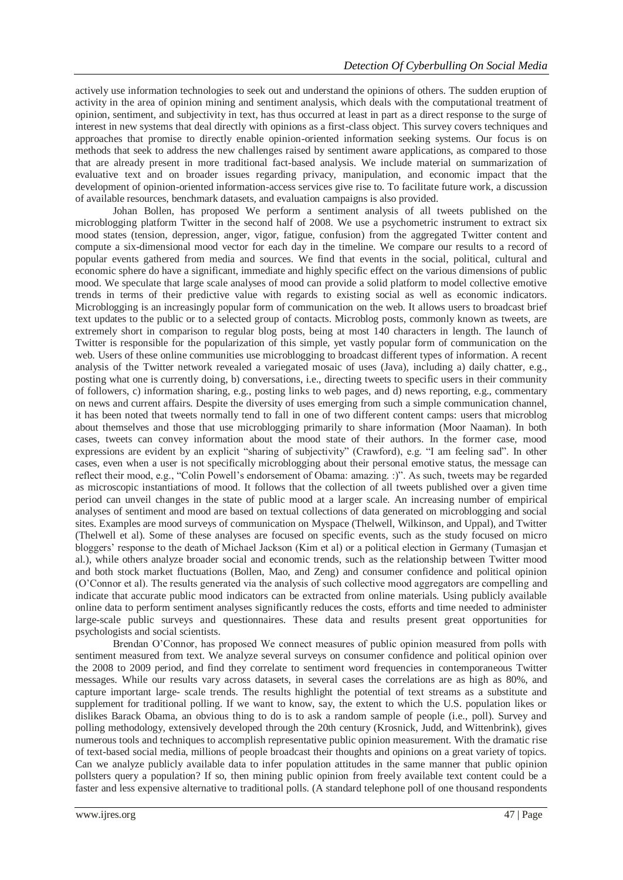actively use information technologies to seek out and understand the opinions of others. The sudden eruption of activity in the area of opinion mining and sentiment analysis, which deals with the computational treatment of opinion, sentiment, and subjectivity in text, has thus occurred at least in part as a direct response to the surge of interest in new systems that deal directly with opinions as a first-class object. This survey covers techniques and approaches that promise to directly enable opinion-oriented information seeking systems. Our focus is on methods that seek to address the new challenges raised by sentiment aware applications, as compared to those that are already present in more traditional fact-based analysis. We include material on summarization of evaluative text and on broader issues regarding privacy, manipulation, and economic impact that the development of opinion-oriented information-access services give rise to. To facilitate future work, a discussion of available resources, benchmark datasets, and evaluation campaigns is also provided.

Johan Bollen, has proposed We perform a sentiment analysis of all tweets published on the microblogging platform Twitter in the second half of 2008. We use a psychometric instrument to extract six mood states (tension, depression, anger, vigor, fatigue, confusion) from the aggregated Twitter content and compute a six-dimensional mood vector for each day in the timeline. We compare our results to a record of popular events gathered from media and sources. We find that events in the social, political, cultural and economic sphere do have a significant, immediate and highly specific effect on the various dimensions of public mood. We speculate that large scale analyses of mood can provide a solid platform to model collective emotive trends in terms of their predictive value with regards to existing social as well as economic indicators. Microblogging is an increasingly popular form of communication on the web. It allows users to broadcast brief text updates to the public or to a selected group of contacts. Microblog posts, commonly known as tweets, are extremely short in comparison to regular blog posts, being at most 140 characters in length. The launch of Twitter is responsible for the popularization of this simple, yet vastly popular form of communication on the web. Users of these online communities use microblogging to broadcast different types of information. A recent analysis of the Twitter network revealed a variegated mosaic of uses (Java), including a) daily chatter, e.g., posting what one is currently doing, b) conversations, i.e., directing tweets to specific users in their community of followers, c) information sharing, e.g., posting links to web pages, and d) news reporting, e.g., commentary on news and current affairs. Despite the diversity of uses emerging from such a simple communication channel, it has been noted that tweets normally tend to fall in one of two different content camps: users that microblog about themselves and those that use microblogging primarily to share information (Moor Naaman). In both cases, tweets can convey information about the mood state of their authors. In the former case, mood expressions are evident by an explicit "sharing of subjectivity" (Crawford), e.g. "I am feeling sad". In other cases, even when a user is not specifically microblogging about their personal emotive status, the message can reflect their mood, e.g., "Colin Powell's endorsement of Obama: amazing. :)". As such, tweets may be regarded as microscopic instantiations of mood. It follows that the collection of all tweets published over a given time period can unveil changes in the state of public mood at a larger scale. An increasing number of empirical analyses of sentiment and mood are based on textual collections of data generated on microblogging and social sites. Examples are mood surveys of communication on Myspace (Thelwell, Wilkinson, and Uppal), and Twitter (Thelwell et al). Some of these analyses are focused on specific events, such as the study focused on micro bloggers' response to the death of Michael Jackson (Kim et al) or a political election in Germany (Tumasjan et al.), while others analyze broader social and economic trends, such as the relationship between Twitter mood and both stock market fluctuations (Bollen, Mao, and Zeng) and consumer confidence and political opinion (O'Connor et al). The results generated via the analysis of such collective mood aggregators are compelling and indicate that accurate public mood indicators can be extracted from online materials. Using publicly available online data to perform sentiment analyses significantly reduces the costs, efforts and time needed to administer large-scale public surveys and questionnaires. These data and results present great opportunities for psychologists and social scientists.

Brendan O'Connor, has proposed We connect measures of public opinion measured from polls with sentiment measured from text. We analyze several surveys on consumer confidence and political opinion over the 2008 to 2009 period, and find they correlate to sentiment word frequencies in contemporaneous Twitter messages. While our results vary across datasets, in several cases the correlations are as high as 80%, and capture important large- scale trends. The results highlight the potential of text streams as a substitute and supplement for traditional polling. If we want to know, say, the extent to which the U.S. population likes or dislikes Barack Obama, an obvious thing to do is to ask a random sample of people (i.e., poll). Survey and polling methodology, extensively developed through the 20th century (Krosnick, Judd, and Wittenbrink), gives numerous tools and techniques to accomplish representative public opinion measurement. With the dramatic rise of text-based social media, millions of people broadcast their thoughts and opinions on a great variety of topics. Can we analyze publicly available data to infer population attitudes in the same manner that public opinion pollsters query a population? If so, then mining public opinion from freely available text content could be a faster and less expensive alternative to traditional polls. (A standard telephone poll of one thousand respondents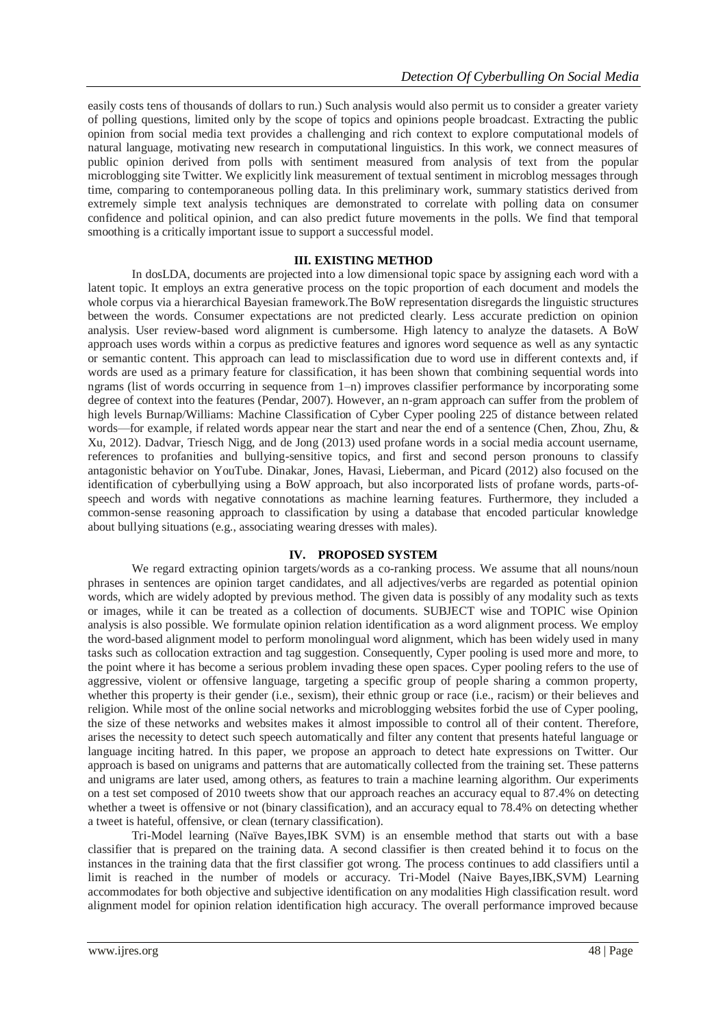easily costs tens of thousands of dollars to run.) Such analysis would also permit us to consider a greater variety of polling questions, limited only by the scope of topics and opinions people broadcast. Extracting the public opinion from social media text provides a challenging and rich context to explore computational models of natural language, motivating new research in computational linguistics. In this work, we connect measures of public opinion derived from polls with sentiment measured from analysis of text from the popular microblogging site Twitter. We explicitly link measurement of textual sentiment in microblog messages through time, comparing to contemporaneous polling data. In this preliminary work, summary statistics derived from extremely simple text analysis techniques are demonstrated to correlate with polling data on consumer confidence and political opinion, and can also predict future movements in the polls. We find that temporal smoothing is a critically important issue to support a successful model.

## III. EXISTING METHOD

In dosLDA, documents are projected into a low dimensional topic space by assigning each word with a latent topic. It employs an extra generative process on the topic proportion of each document and models the whole corpus via a hierarchical Bayesian framework.The BoW representation disregards the linguistic structures between the words. Consumer expectations are not predicted clearly. Less accurate prediction on opinion analysis. User review-based word alignment is cumbersome. High latency to analyze the datasets. A BoW approach uses words within a corpus as predictive features and ignores word sequence as well as any syntactic or semantic content. This approach can lead to misclassification due to word use in different contexts and, if words are used as a primary feature for classification, it has been shown that combining sequential words into ngrams (list of words occurring in sequence from 1–n) improves classifier performance by incorporating some degree of context into the features (Pendar, 2007). However, an n-gram approach can suffer from the problem of high levels Burnap/Williams: Machine Classification of Cyber Cyper pooling 225 of distance between related words—for example, if related words appear near the start and near the end of a sentence (Chen, Zhou, Zhu, & Xu, 2012). Dadvar, Triesch Nigg, and de Jong (2013) used profane words in a social media account username, references to profanities and bullying-sensitive topics, and first and second person pronouns to classify antagonistic behavior on YouTube. Dinakar, Jones, Havasi, Lieberman, and Picard (2012) also focused on the identification of cyberbullying using a BoW approach, but also incorporated lists of profane words, parts-of-speech and words with negative connotations as machine learning features. Furthermore, they included a common-sense reasoning approach to classification by using a database that encoded particular knowledge about bullying situations (e.g., associating wearing dresses with males).

## IV. PROPOSED SYSTEM

We regard extracting opinion targets/words as a co-ranking process. We assume that all nouns/noun phrases in sentences are opinion target candidates, and all adjectives/verbs are regarded as potential opinion words, which are widely adopted by previous method. The given data is possibly of any modality such as texts or images, while it can be treated as a collection of documents. SUBJECT wise and TOPIC wise Opinion analysis is also possible. We formulate opinion relation identification as a word alignment process. We employ the word-based alignment model to perform monolingual word alignment, which has been widely used in many tasks such as collocation extraction and tag suggestion. Consequently, Cyper pooling is used more and more, to the point where it has become a serious problem invading these open spaces. Cyper pooling refers to the use of aggressive, violent or offensive language, targeting a specific group of people sharing a common property, whether this property is their gender (i.e., sexism), their ethnic group or race (i.e., racism) or their believes and religion. While most of the online social networks and microblogging websites forbid the use of Cyper pooling, the size of these networks and websites makes it almost impossible to control all of their content. Therefore, arises the necessity to detect such speech automatically and filter any content that presents hateful language or language inciting hatred. In this paper, we propose an approach to detect hate expressions on Twitter. Our approach is based on unigrams and patterns that are automatically collected from the training set. These patterns and unigrams are later used, among others, as features to train a machine learning algorithm. Our experiments on a test set composed of 2010 tweets show that our approach reaches an accuracy equal to 87.4% on detecting whether a tweet is offensive or not (binary classification), and an accuracy equal to 78.4% on detecting whether a tweet is hateful, offensive, or clean (ternary classification).

Tri-Model learning (Naïve Bayes,IBK SVM) is an ensemble method that starts out with a base classifier that is prepared on the training data. A second classifier is then created behind it to focus on the instances in the training data that the first classifier got wrong. The process continues to add classifiers until a limit is reached in the number of models or accuracy. Tri-Model (Naive Bayes,IBK,SVM) Learning accommodates for both objective and subjective identification on any modalities High classification result. word alignment model for opinion relation identification high accuracy. The overall performance improved because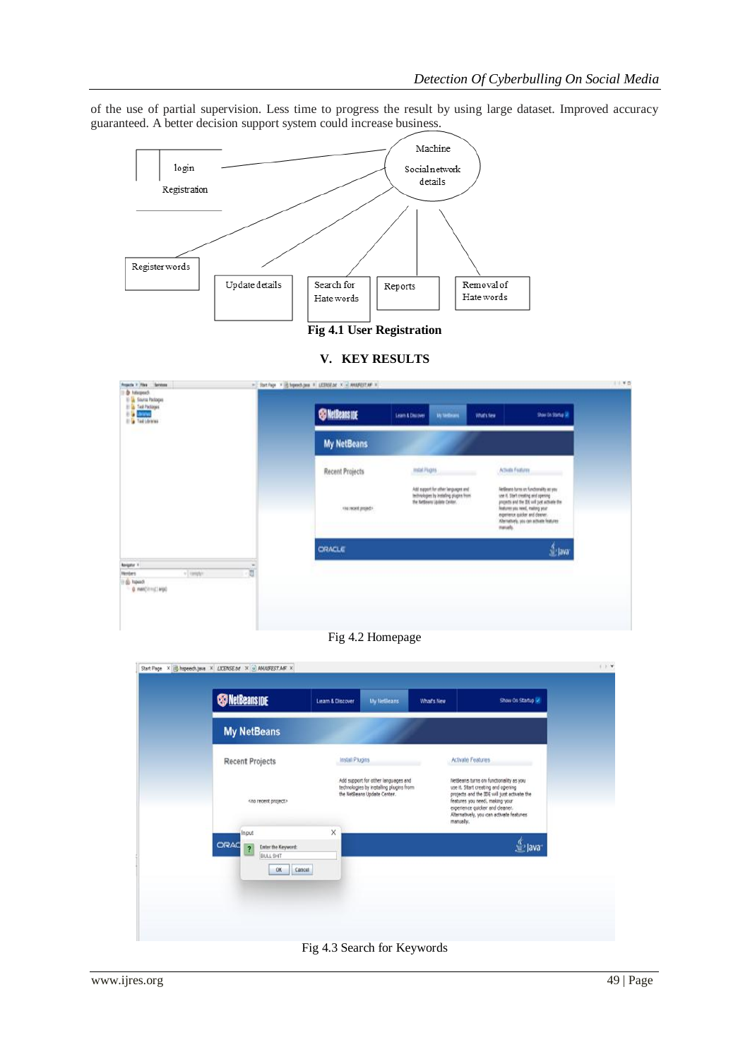of the use of partial supervision. Less time to progress the result by using large dataset. Improved accuracy guaranteed. A better decision support system could increase business.

Fig 4.1 User Registration

## V. KEY RESULTS

Fig 4.2 Homepage

Fig 4.3 Search for Keywords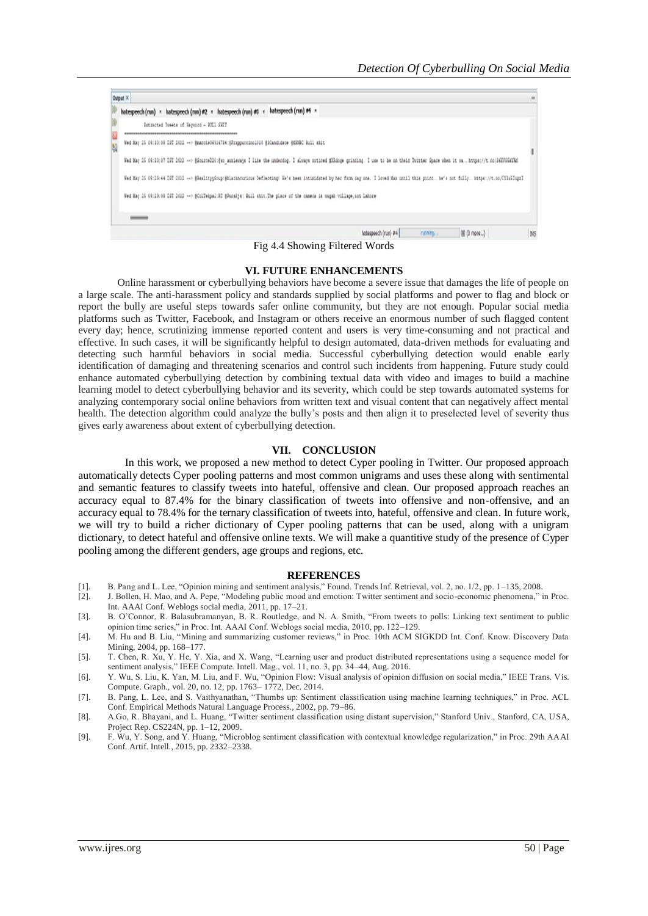Fig 4.4 Showing Filtered Words

## VI. FUTURE ENHANCEMENTS

Online harassment or cyberbullying behaviors have become a severe issue that damages the life of people on a large scale. The anti-harassment policy and standards supplied by social platforms and power to flag and block or report the bully are useful steps towards safer online community, but they are not enough. Popular social media platforms such as Twitter, Facebook, and Instagram or others receive an enormous number of such flagged content every day; hence, scrutinizing immense reported content and users is very time-consuming and not practical and effective. In such cases, it will be significantly helpful to design automated, data-driven methods for evaluating and detecting such harmful behaviors in social media. Successful cyberbullying detection would enable early identification of damaging and threatening scenarios and control such incidents from happening. Future study could enhance automated cyberbullying detection by combining textual data with video and images to build a machine learning model to detect cyberbullying behavior and its severity, which could be step towards automated systems for analyzing contemporary social online behaviors from written text and visual content that can negatively affect mental health. The detection algorithm could analyze the bully's posts and then align it to preselected level of severity thus gives early awareness about extent of cyberbullying detection.

## VII. CONCLUSION

In this work, we proposed a new method to detect Cyper pooling in Twitter. Our proposed approach automatically detects Cyper pooling patterns and most common unigrams and uses these along with sentimental and semantic features to classify tweets into hateful, offensive and clean. Our proposed approach reaches an accuracy equal to 87.4% for the binary classification of tweets into offensive and non-offensive, and an accuracy equal to 78.4% for the ternary classification of tweets into, hateful, offensive and clean. In future work, we will try to build a richer dictionary of Cyper pooling patterns that can be used, along with a unigram dictionary, to detect hateful and offensive online texts. We will make a quantitive study of the presence of Cyper pooling among the different genders, age groups and regions, etc.

## REFERENCES

[1]. B. Pang and L. Lee, "Opinion mining and sentiment analysis," Found. Trends Inf. Retrieval, vol. 2, no. 1/2, pp. 1–135, 2008.

[2]. J. Bollen, H. Mao, and A. Pepe, "Modeling public mood and emotion: Twitter sentiment and socio-economic phenomena," in Proc. Int. AAAI Conf. Weblogs social media, 2011, pp. 17–21.

[3]. B. O'Connor, R. Balasubramanyan, B. R. Routledge, and N. A. Smith, "From tweets to polls: Linking text sentiment to public opinion time series," in Proc. Int. AAAI Conf. Weblogs social media, 2010, pp. 122–129.

[4]. M. Hu and B. Liu, "Mining and summarizing customer reviews," in Proc. 10th ACM SIGKDD Int. Conf. Know. Discovery Data Mining, 2004, pp. 168–177.

[5]. T. Chen, R. Xu, Y. He, Y. Xia, and X. Wang, "Learning user and product distributed representations using a sequence model for sentiment analysis," IEEE Compute. Intell. Mag., vol. 11, no. 3, pp. 34–44, Aug. 2016.

[6]. Y. Wu, S. Liu, K. Yan, M. Liu, and F. Wu, "Opinion Flow: Visual analysis of opinion diffusion on social media," IEEE Trans. Vis. Compute. Graph., vol. 20, no. 12, pp. 1763– 1772, Dec. 2014.

[7]. B. Pang, L. Lee, and S. Vaithyanathan, "Thumbs up: Sentiment classification using machine learning techniques," in Proc. ACL Conf. Empirical Methods Natural Language Process., 2002, pp. 79–86.

[8]. A.Go, R. Bhayani, and L. Huang, "Twitter sentiment classification using distant supervision," Stanford Univ., Stanford, CA, USA, Project Rep. CS224N, pp. 1–12, 2009.

[9]. F. Wu, Y. Song, and Y. Huang, "Microblog sentiment classification with contextual knowledge regularization," in Proc. 29th AAAI Conf. Artif. Intell., 2015, pp. 2332–2338.